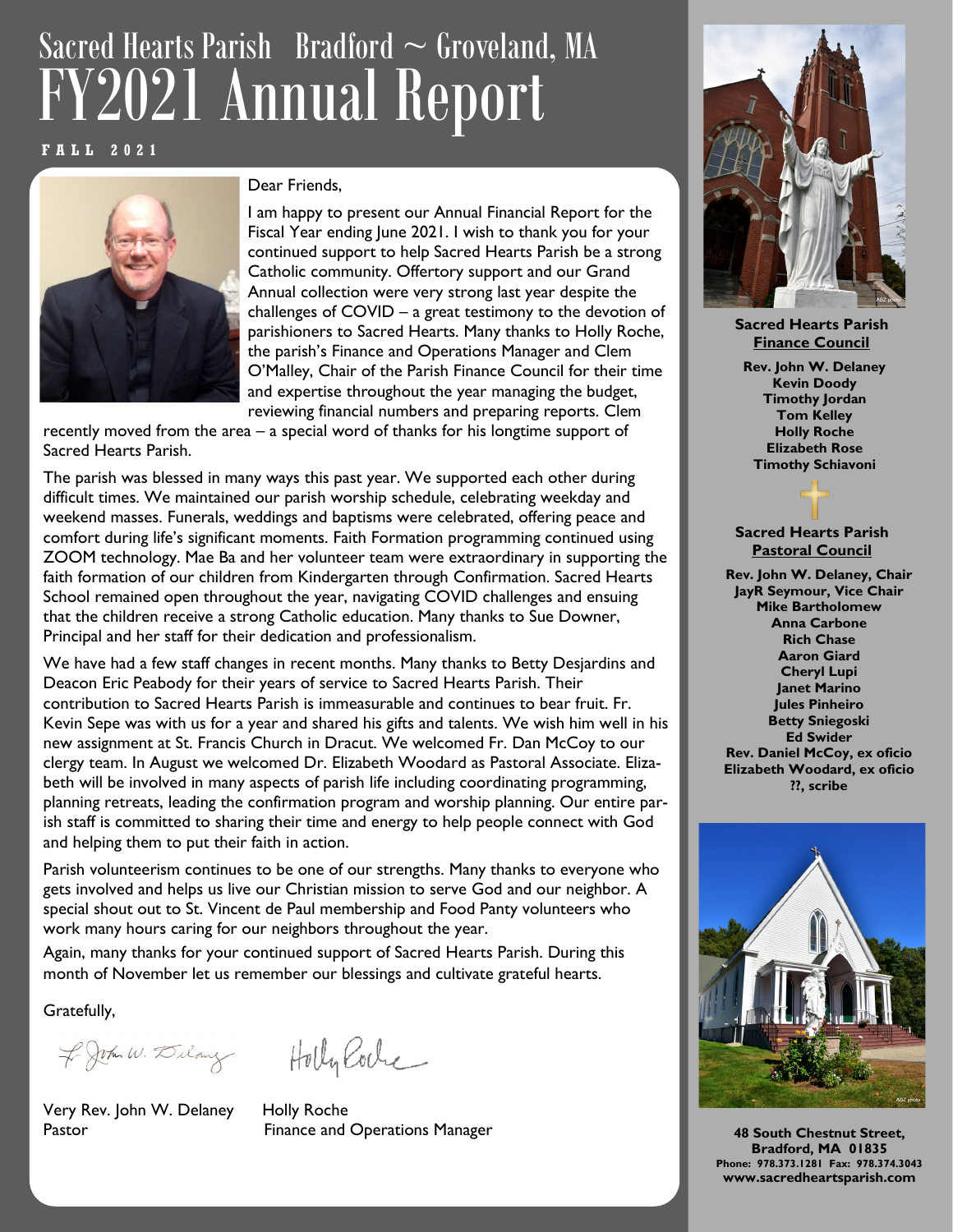# Sacred Hearts Parish Bradford ~ Groveland, MA

# FY2021 Annual Report

**FALL 2021**

Dear Friends,

I am happy to present our Annual Financial Report for the Fiscal Year ending June 2021. I wish to thank you for your continued support to help Sacred Hearts Parish be a strong Catholic community. Offertory support and our Grand Annual collection were very strong last year despite the challenges of COVID – a great testimony to the devotion of parishioners to Sacred Hearts. Many thanks to Holly Roche, the parish's Finance and Operations Manager and Clem O'Malley, Chair of the Parish Finance Council for their time and expertise throughout the year managing the budget, reviewing financial numbers and preparing reports. Clem recently moved from the area – a special word of thanks for his longtime support of Sacred Hearts Parish.

The parish was blessed in many ways this past year. We supported each other during difficult times. We maintained our parish worship schedule, celebrating weekday and weekend masses. Funerals, weddings and baptisms were celebrated, offering peace and comfort during life's significant moments. Faith Formation programming continued using ZOOM technology. Mae Ba and her volunteer team were extraordinary in supporting the faith formation of our children from Kindergarten through Confirmation. Sacred Hearts School remained open throughout the year, navigating COVID challenges and ensuing that the children receive a strong Catholic education. Many thanks to Sue Downer, Principal and her staff for their dedication and professionalism.

We have had a few staff changes in recent months. Many thanks to Betty Desjardins and Deacon Eric Peabody for their years of service to Sacred Hearts Parish. Their contribution to Sacred Hearts Parish is immeasurable and continues to bear fruit. Fr. Kevin Sepe was with us for a year and shared his gifts and talents. We wish him well in his new assignment at St. Francis Church in Dracut. We welcomed Fr. Dan McCoy to our clergy team. In August we welcomed Dr. Elizabeth Woodard as Pastoral Associate. Elizabeth will be involved in many aspects of parish life including coordinating programming, planning retreats, leading the confirmation program and worship planning. Our entire parish staff is committed to sharing their time and energy to help people connect with God and helping them to put their faith in action.

Parish volunteerism continues to be one of our strengths. Many thanks to everyone who gets involved and helps us live our Christian mission to serve God and our neighbor. A special shout out to St. Vincent de Paul membership and Food Panty volunteers who work many hours caring for our neighbors throughout the year.

Again, many thanks for your continued support of Sacred Hearts Parish. During this month of November let us remember our blessings and cultivate grateful hearts.

Gratefully,

Very Rev. John W. Delaney
Pastor

Holly Roche
Finance and Operations Manager

**Sacred Hearts Parish**
**Finance Council**

**Rev. John W. Delaney**
**Kevin Doody**
**Timothy Jordan**
**Tom Kelley**
**Holly Roche**
**Elizabeth Rose**
**Timothy Schiavoni**

**Sacred Hearts Parish**
**Pastoral Council**

**Rev. John W. Delaney, Chair**
**JayR Seymour, Vice Chair**
**Mike Bartholomew**
**Anna Carbone**
**Rich Chase**
**Aaron Giard**
**Cheryl Lupi**
**Janet Marino**
**Jules Pinheiro**
**Betty Sniegoski**
**Ed Swider**
**Rev. Daniel McCoy, ex oficio**
**Elizabeth Woodard, ex oficio**
**??, scribe**

**48 South Chestnut Street,**
**Bradford, MA 01835**
**Phone: 978.373.1281 Fax: 978.374.3043**
**www.sacredheartsparish.com**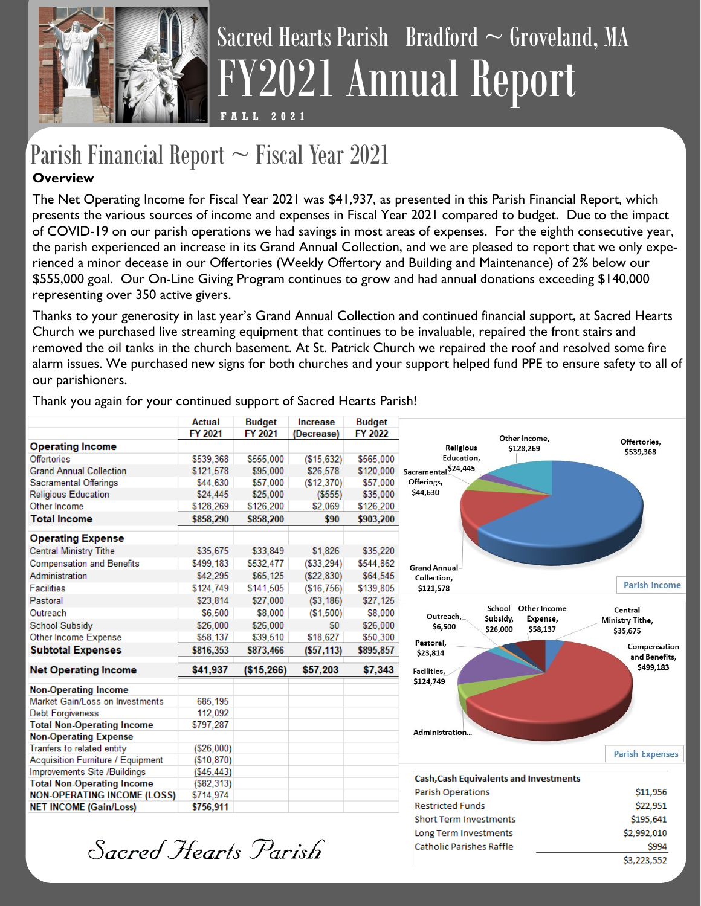# Sacred Hearts Parish Bradford ~ Groveland, MA

# FY2021 Annual Report

FALL 2021

## Parish Financial Report ~ Fiscal Year 2021

### Overview

The Net Operating Income for Fiscal Year 2021 was $41,937, as presented in this Parish Financial Report, which presents the various sources of income and expenses in Fiscal Year 2021 compared to budget. Due to the impact of COVID-19 on our parish operations we had savings in most areas of expenses. For the eighth consecutive year, the parish experienced an increase in its Grand Annual Collection, and we are pleased to report that we only experienced a minor decease in our Offertories (Weekly Offertory and Building and Maintenance) of 2% below our $555,000 goal. Our On-Line Giving Program continues to grow and had annual donations exceeding $140,000 representing over 350 active givers.

Thanks to your generosity in last year's Grand Annual Collection and continued financial support, at Sacred Hearts Church we purchased live streaming equipment that continues to be invaluable, repaired the front stairs and removed the oil tanks in the church basement. At St. Patrick Church we repaired the roof and resolved some fire alarm issues. We purchased new signs for both churches and your support helped fund PPE to ensure safety to all of our parishioners.

Thank you again for your continued support of Sacred Hearts Parish!

| | Actual FY 2021 | Budget FY 2021 | Increase (Decrease) | Budget FY 2022 |
|---|---|---|---|---|
| **Operating Income** | | | | |
| Offertories | $539,368 | $555,000 | ($15,632) | $565,000 |
| Grand Annual Collection | $121,578 | $95,000 | $26,578 | $120,000 |
| Sacramental Offerings | $44,630 | $57,000 | ($12,370) | $57,000 |
| Religious Education | $24,445 | $25,000 | ($555) | $35,000 |
| Other Income | $128,269 | $126,200 | $2,069 | $126,200 |
| **Total Income** | **$858,290** | **$858,200** | **$90** | **$903,200** |
| **Operating Expense** | | | | |
| Central Ministry Tithe | $35,675 | $33,849 | $1,826 | $35,220 |
| Compensation and Benefits | $499,183 | $532,477 | ($33,294) | $544,862 |
| Administration | $42,295 | $65,125 | ($22,830) | $64,545 |
| Facilities | $124,749 | $141,505 | ($16,756) | $139,805 |
| Pastoral | $23,814 | $27,000 | ($3,186) | $27,125 |
| Outreach | $6,500 | $8,000 | ($1,500) | $8,000 |
| School Subsidy | $26,000 | $26,000 | $0 | $26,000 |
| Other Income Expense | $58,137 | $39,510 | $18,627 | $50,300 |
| **Subtotal Expenses** | **$816,353** | **$873,466** | **($57,113)** | **$895,857** |
| **Net Operating Income** | **$41,937** | **($15,266)** | **$57,203** | **$7,343** |
| **Non-Operating Income** | | | | |
| Market Gain/Loss on Investments | 685,195 | | | |
| Debt Forgiveness | 112,092 | | | |
| **Total Non-Operating Income** | $797,287 | | | |
| **Non-Operating Expense** | | | | |
| Tranfers to related entity | ($26,000) | | | |
| Acquisition Furniture / Equipment | ($10,870) | | | |
| Improvements Site /Buildings | ($45,443) | | | |
| **Total Non-Operating Income** | ($82,313) | | | |
| **NON-OPERATING INCOME (LOSS)** | $714,974 | | | |
| **NET INCOME (Gain/Loss)** | $756,911 | | | |

Parish Income

Offertories, $539,368
Grand Annual Collection, $121,578
Sacramental Offerings, $44,630
Religious Education, $24,445
Other Income, $128,269

Parish Expenses

Central Ministry Tithe, $35,675
Compensation and Benefits, $499,183
Administration...
Facilities, $124,749
Pastoral, $23,814
Outreach, $6,500
School Subsidy, $26,000
Other Income Expense, $58,137

| Cash,Cash Equivalents and Investments | |
|---|---|
| Parish Operations | $11,956 |
| Restricted Funds | $22,951 |
| Short Term Investments | $195,641 |
| Long Term Investments | $2,992,010 |
| Catholic Parishes Raffle | $994 |
| | $3,223,552 |

*Sacred Hearts Parish*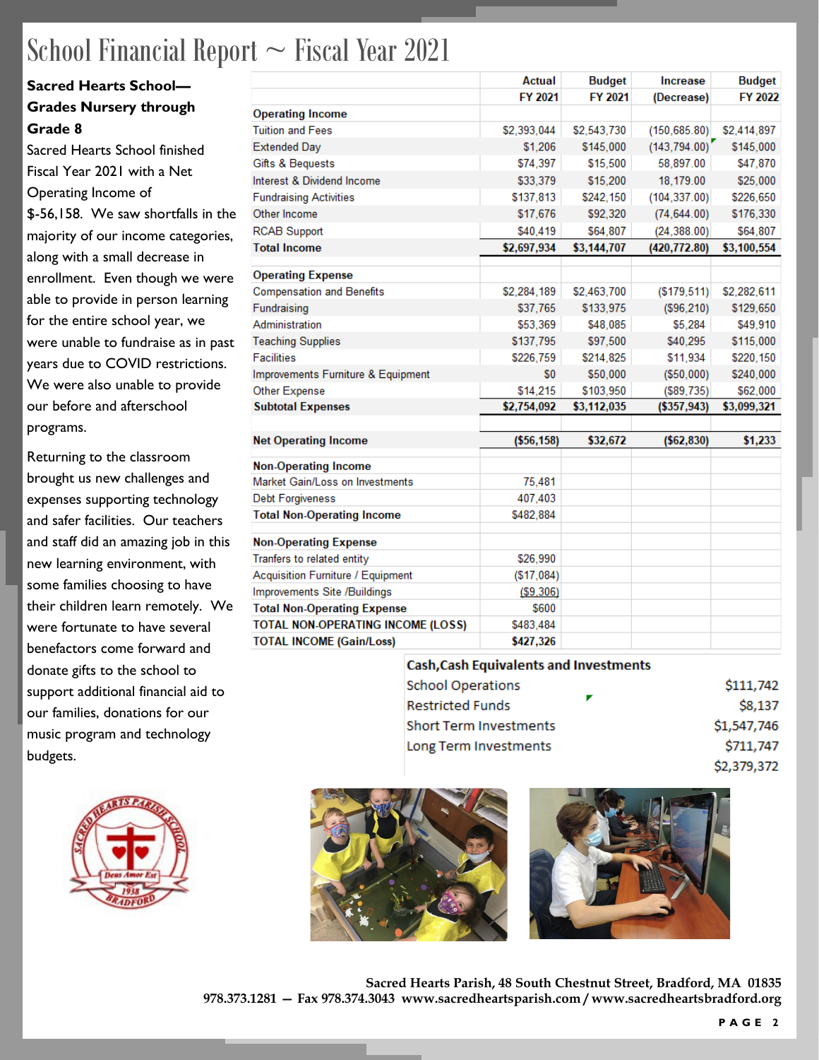# School Financial Report ~ Fiscal Year 2021

**Sacred Hearts School—Grades Nursery through Grade 8**

Sacred Hearts School finished Fiscal Year 2021 with a Net Operating Income of $-56,158. We saw shortfalls in the majority of our income categories, along with a small decrease in enrollment. Even though we were able to provide in person learning for the entire school year, we were unable to fundraise as in past years due to COVID restrictions. We were also unable to provide our before and afterschool programs.

Returning to the classroom brought us new challenges and expenses supporting technology and safer facilities. Our teachers and staff did an amazing job in this new learning environment, with some families choosing to have their children learn remotely. We were fortunate to have several benefactors come forward and donate gifts to the school to support additional financial aid to our families, donations for our music program and technology budgets.

| | Actual FY 2021 | Budget FY 2021 | Increase (Decrease) | Budget FY 2022 |
|---|---|---|---|---|
| **Operating Income** | | | | |
| Tuition and Fees | $2,393,044 | $2,543,730 | (150,685.80) | $2,414,897 |
| Extended Day | $1,206 | $145,000 | (143,794.00) | $145,000 |
| Gifts & Bequests | $74,397 | $15,500 | 58,897.00 | $47,870 |
| Interest & Dividend Income | $33,379 | $15,200 | 18,179.00 | $25,000 |
| Fundraising Activities | $137,813 | $242,150 | (104,337.00) | $226,650 |
| Other Income | $17,676 | $92,320 | (74,644.00) | $176,330 |
| RCAB Support | $40,419 | $64,807 | (24,388.00) | $64,807 |
| **Total Income** | **$2,697,934** | **$3,144,707** | **(420,772.80)** | **$3,100,554** |
| **Operating Expense** | | | | |
| Compensation and Benefits | $2,284,189 | $2,463,700 | ($179,511) | $2,282,611 |
| Fundraising | $37,765 | $133,975 | ($96,210) | $129,650 |
| Administration | $53,369 | $48,085 | $5,284 | $49,910 |
| Teaching Supplies | $137,795 | $97,500 | $40,295 | $115,000 |
| Facilities | $226,759 | $214,825 | $11,934 | $220,150 |
| Improvements Furniture & Equipment | $0 | $50,000 | ($50,000) | $240,000 |
| Other Expense | $14,215 | $103,950 | ($89,735) | $62,000 |
| **Subtotal Expenses** | **$2,754,092** | **$3,112,035** | **($357,943)** | **$3,099,321** |
| **Net Operating Income** | **($56,158)** | **$32,672** | **($62,830)** | **$1,233** |
| **Non-Operating Income** | | | | |
| Market Gain/Loss on Investments | 75,481 | | | |
| Debt Forgiveness | 407,403 | | | |
| **Total Non-Operating Income** | $482,884 | | | |
| **Non-Operating Expense** | | | | |
| Tranfers to related entity | $26,990 | | | |
| Acquisition Furniture / Equipment | ($17,084) | | | |
| Improvements Site /Buildings | ($9,306) | | | |
| **Total Non-Operating Expense** | $600 | | | |
| **TOTAL NON-OPERATING INCOME (LOSS)** | $483,484 | | | |
| **TOTAL INCOME (Gain/Loss)** | **$427,326** | | | |

| **Cash,Cash Equivalents and Investments** | |
|---|---|
| School Operations | $111,742 |
| Restricted Funds | $8,137 |
| Short Term Investments | $1,547,746 |
| Long Term Investments | $711,747 |
| | $2,379,372 |

**Sacred Hearts Parish, 48 South Chestnut Street, Bradford, MA 01835**
**978.373.1281 — Fax 978.374.3043 www.sacredheartsparish.com / www.sacredheartsbradford.org**